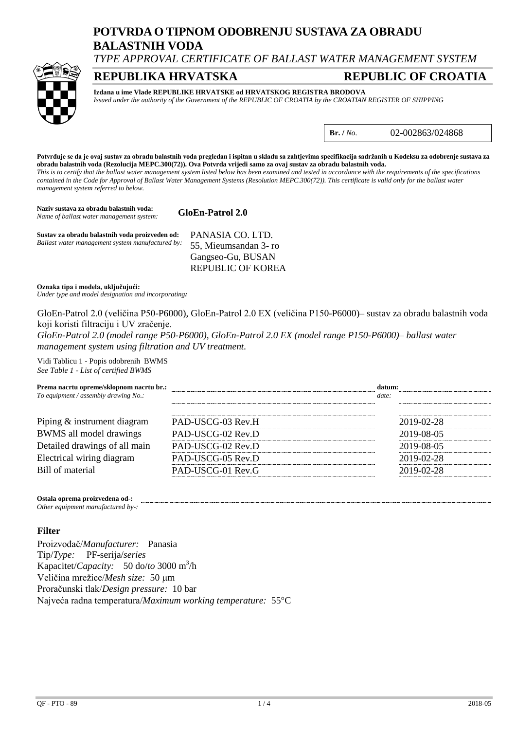# POTVRDA O TIPNOM ODOBRENJU SUSTAVA ZA OBRADU BALASTNIH VODA

*TYPE APPROVAL CERTIFICATE OF BALLAST WATER MANAGEMENT SYSTEM*

## REPUBLIKA HRVATSKA — REPUBLIC OF CROATIA

**Izdana u ime Vlade REPUBLIKE HRVATSKE od HRVATSKOG REGISTRA BRODOVA**
*Issued under the authority of the Government of the REPUBLIC OF CROATIA by the CROATIAN REGISTER OF SHIPPING*

**Br. /** *No.* 02-002863/024868

**Potvrđuje se da je ovaj sustav za obradu balastnih voda pregledan i ispitan u skladu sa zahtjevima specifikacija sadržanih u Kodeksu za odobrenje sustava za obradu balastnih voda (Rezolucija MEPC.300(72)). Ova Potvrda vrijedi samo za ovaj sustav za obradu balastnih voda.**
*This is to certify that the ballast water management system listed below has been examined and tested in accordance with the requirements of the specifications contained in the Code for Approval of Ballast Water Management Systems (Resolution MEPC.300(72)). This certificate is valid only for the ballast water management system referred to below.*

**Naziv sustava za obradu balastnih voda:**
*Name of ballast water management system:* **GloEn-Patrol 2.0**

**Sustav za obradu balastnih voda proizveden od:**
*Ballast water management system manufactured by:*
PANASIA CO. LTD.
55, Mieumsandan 3- ro
Gangseo-Gu, BUSAN
REPUBLIC OF KOREA

**Oznaka tipa i modela, uključujući:**
*Under type and model designation and incorporating:*

GloEn-Patrol 2.0 (veličina P50-P6000), GloEn-Patrol 2.0 EX (veličina P150-P6000)– sustav za obradu balastnih voda koji koristi filtraciju i UV zračenje.
*GloEn-Patrol 2.0 (model range P50-P6000), GloEn-Patrol 2.0 EX (model range P150-P6000)– ballast water management system using filtration and UV treatment.*

Vidi Tablicu 1 - Popis odobrenih BWMS
*See Table 1 - List of certified BWMS*

**Prema nacrtu opreme/sklopnom nacrtu br.:** / *To equipment / assembly drawing No.:* — **datum:** / *date:*

| | Drawing No. | Date |
|---|---|---|
| Piping & instrument diagram | PAD-USCG-03 Rev.H | 2019-02-28 |
| BWMS all model drawings | PAD-USCG-02 Rev.D | 2019-08-05 |
| Detailed drawings of all main | PAD-USCG-02 Rev.D | 2019-08-05 |
| Electrical wiring diagram | PAD-USCG-05 Rev.D | 2019-02-28 |
| Bill of material | PAD-USCG-01 Rev.G | 2019-02-28 |

**Ostala oprema proizvedena od-:**
*Other equipment manufactured by-:*

### Filter

Proizvođač/*Manufacturer:* Panasia
Tip/*Type:* PF-serija/*series*
Kapacitet/*Capacity:* 50 do/*to* 3000 $m^3$/h
Veličina mrežice/*Mesh size:* 50 μm
Proračunski tlak/*Design pressure:* 10 bar
Najveća radna temperatura/*Maximum working temperature:* 55°C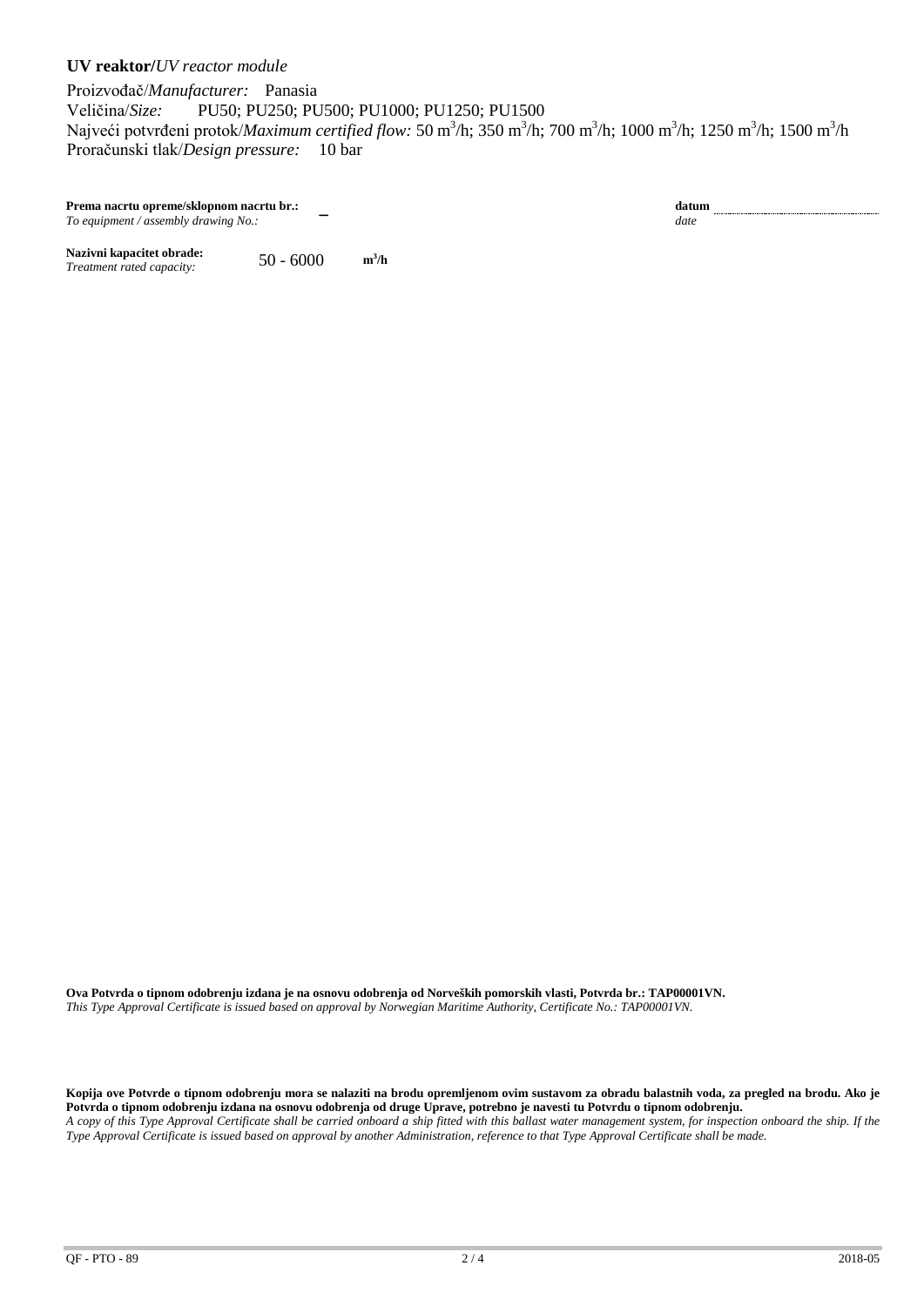**UV reaktor/***UV reactor module*

Proizvođač/*Manufacturer:* Panasia
Veličina/*Size:* PU50; PU250; PU500; PU1000; PU1250; PU1500
Najveći potvrđeni protok/*Maximum certified flow:* 50 $m^3$/h; 350 $m^3$/h; 700 $m^3$/h; 1000 $m^3$/h; 1250 $m^3$/h; 1500 $m^3$/h
Proračunski tlak/*Design pressure:* 10 bar

**Prema nacrtu opreme/sklopnom nacrtu br.:** –
*To equipment / assembly drawing No.:*

**datum**
*date*

**Nazivni kapacitet obrade:** 50 - 6000 **$m^3$/h**
*Treatment rated capacity:*

**Ova Potvrda o tipnom odobrenju izdana je na osnovu odobrenja od Norveških pomorskih vlasti, Potvrda br.: TAP00001VN.**
*This Type Approval Certificate is issued based on approval by Norwegian Maritime Authority, Certificate No.: TAP00001VN.*

**Kopija ove Potvrde o tipnom odobrenju mora se nalaziti na brodu opremljenom ovim sustavom za obradu balastnih voda, za pregled na brodu. Ako je Potvrda o tipnom odobrenju izdana na osnovu odobrenja od druge Uprave, potrebno je navesti tu Potvrdu o tipnom odobrenju.**
*A copy of this Type Approval Certificate shall be carried onboard a ship fitted with this ballast water management system, for inspection onboard the ship. If the Type Approval Certificate is issued based on approval by another Administration, reference to that Type Approval Certificate shall be made.*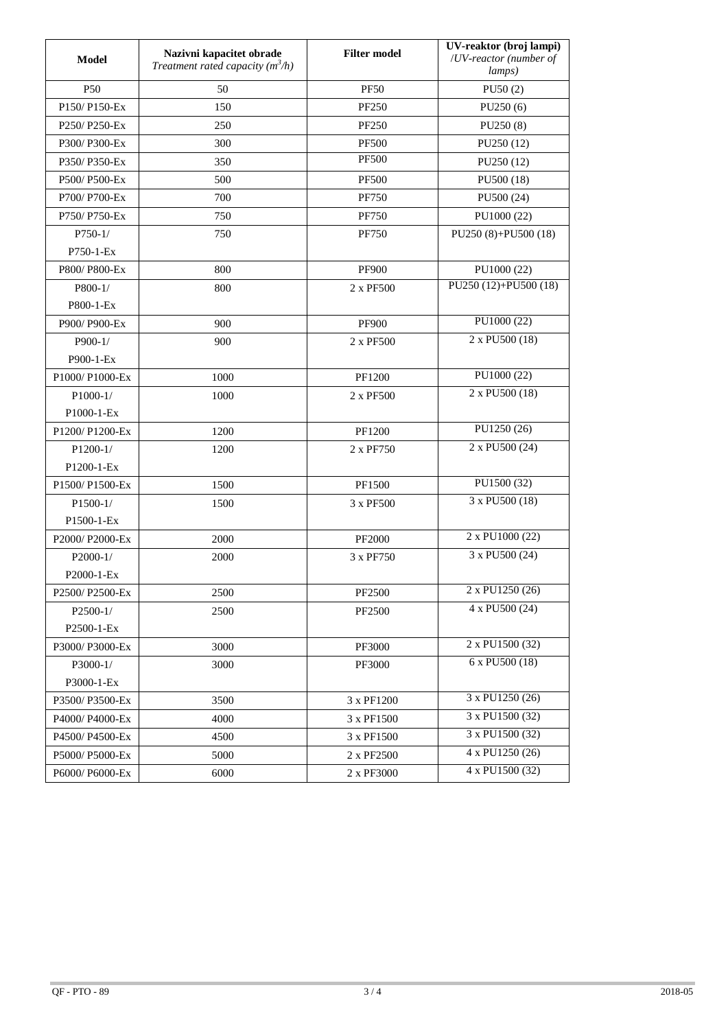| **Model** | **Nazivni kapacitet obrade** *Treatment rated capacity ($m^3$/h)* | **Filter model** | **UV-reaktor (broj lampi)** /*UV-reactor (number of lamps)* |
|---|---|---|---|
| P50 | 50 | PF50 | PU50 (2) |
| P150/ P150-Ex | 150 | PF250 | PU250 (6) |
| P250/ P250-Ex | 250 | PF250 | PU250 (8) |
| P300/ P300-Ex | 300 | PF500 | PU250 (12) |
| P350/ P350-Ex | 350 | PF500 | PU250 (12) |
| P500/ P500-Ex | 500 | PF500 | PU500 (18) |
| P700/ P700-Ex | 700 | PF750 | PU500 (24) |
| P750/ P750-Ex | 750 | PF750 | PU1000 (22) |
| P750-1/ P750-1-Ex | 750 | PF750 | PU250 (8)+PU500 (18) |
| P800/ P800-Ex | 800 | PF900 | PU1000 (22) |
| P800-1/ P800-1-Ex | 800 | 2 x PF500 | PU250 (12)+PU500 (18) |
| P900/ P900-Ex | 900 | PF900 | PU1000 (22) |
| P900-1/ P900-1-Ex | 900 | 2 x PF500 | 2 x PU500 (18) |
| P1000/ P1000-Ex | 1000 | PF1200 | PU1000 (22) |
| P1000-1/ P1000-1-Ex | 1000 | 2 x PF500 | 2 x PU500 (18) |
| P1200/ P1200-Ex | 1200 | PF1200 | PU1250 (26) |
| P1200-1/ P1200-1-Ex | 1200 | 2 x PF750 | 2 x PU500 (24) |
| P1500/ P1500-Ex | 1500 | PF1500 | PU1500 (32) |
| P1500-1/ P1500-1-Ex | 1500 | 3 x PF500 | 3 x PU500 (18) |
| P2000/ P2000-Ex | 2000 | PF2000 | 2 x PU1000 (22) |
| P2000-1/ P2000-1-Ex | 2000 | 3 x PF750 | 3 x PU500 (24) |
| P2500/ P2500-Ex | 2500 | PF2500 | 2 x PU1250 (26) |
| P2500-1/ P2500-1-Ex | 2500 | PF2500 | 4 x PU500 (24) |
| P3000/ P3000-Ex | 3000 | PF3000 | 2 x PU1500 (32) |
| P3000-1/ P3000-1-Ex | 3000 | PF3000 | 6 x PU500 (18) |
| P3500/ P3500-Ex | 3500 | 3 x PF1200 | 3 x PU1250 (26) |
| P4000/ P4000-Ex | 4000 | 3 x PF1500 | 3 x PU1500 (32) |
| P4500/ P4500-Ex | 4500 | 3 x PF1500 | 3 x PU1500 (32) |
| P5000/ P5000-Ex | 5000 | 2 x PF2500 | 4 x PU1250 (26) |
| P6000/ P6000-Ex | 6000 | 2 x PF3000 | 4 x PU1500 (32) |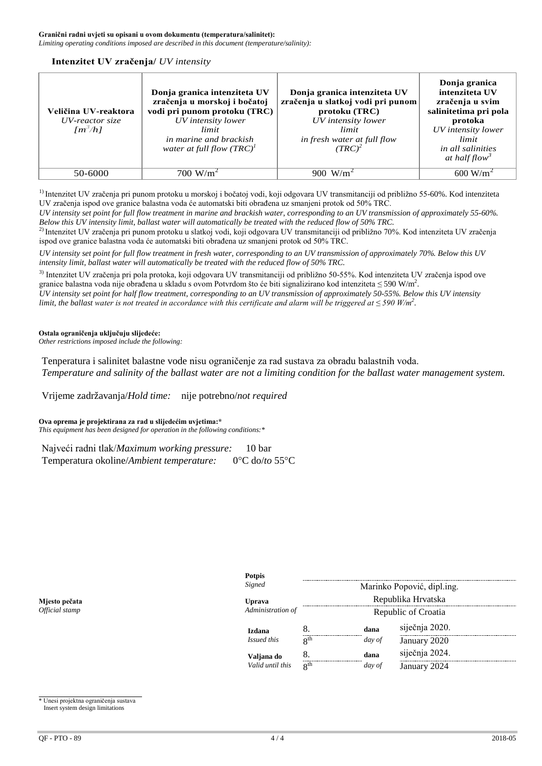**Granični radni uvjeti su opisani u ovom dokumentu (temperatura/salinitet):**
*Limiting operating conditions imposed are described in this document (temperature/salinity):*

**Intenzitet UV zračenja/** *UV intensity*

| **Veličina UV-reaktora** *UV-reactor size* *[$m^3/h$]* | **Donja granica intenziteta UV zračenja u morskoj i bočatoj vodi pri punom protoku (TRC)** *UV intensity lower limit in marine and brackish water at full flow (TRC)*[1] | **Donja granica intenziteta UV zračenja u slatkoj vodi pri punom protoku (TRC)** *UV intensity lower limit in fresh water at full flow (TRC)*[2] | **Donja granica intenziteta UV zračenja u svim salinitetima pri pola protoka** *UV intensity lower limit in all salinities at half flow*[3] |
|---|---|---|---|
| 50-6000 | 700 $W/m^2$ | 900 $W/m^2$ | 600 $W/m^2$ |

[1)] Intenzitet UV zračenja pri punom protoku u morskoj i bočatoj vodi, koji odgovara UV transmitanciji od približno 55-60%. Kod intenziteta UV zračenja ispod ove granice balastna voda će automatski biti obrađena uz smanjeni protok od 50% TRC.
*UV intensity set point for full flow treatment in marine and brackish water, corresponding to an UV transmission of approximately 55-60%. Below this UV intensity limit, ballast water will automatically be treated with the reduced flow of 50% TRC.*

[2)] Intenzitet UV zračenja pri punom protoku u slatkoj vodi, koji odgovara UV transmitanciji od približno 70%. Kod intenziteta UV zračenja ispod ove granice balastna voda će automatski biti obrađena uz smanjeni protok od 50% TRC.
*UV intensity set point for full flow treatment in fresh water, corresponding to an UV transmission of approximately 70%. Below this UV intensity limit, ballast water will automatically be treated with the reduced flow of 50% TRC.*

[3)] Intenzitet UV zračenja pri pola protoka, koji odgovara UV transmitanciji od približno 50-55%. Kod intenziteta UV zračenja ispod ove granice balastna voda nije obrađena u skladu s ovom Potvrdom što će biti signalizirano kod intenziteta ≤ 590 $W/m^2$.
*UV intensity set point for half flow treatment, corresponding to an UV transmission of approximately 50-55%. Below this UV intensity limit, the ballast water is not treated in accordance with this certificate and alarm will be triggered at ≤ 590 $W/m^2$.*

**Ostala ograničenja uključuju slijedeće:**
*Other restrictions imposed include the following:*

Tenperatura i salinitet balastne vode nisu ograničenje za rad sustava za obradu balastnih voda.
*Temperature and salinity of the ballast water are not a limiting condition for the ballast water management system.*

Vrijeme zadržavanja/*Hold time:* nije potrebno/*not required*

**Ova oprema je projektirana za rad u slijedećim uvjetima:***
*This equipment has been designed for operation in the following conditions:**

Najveći radni tlak/*Maximum working pressure:* 10 bar
Temperatura okoline/*Ambient temperature:* 0°C do/*to* 55°C

**Mjesto pečata**
*Official stamp*

| | | | |
|---|---|---|---|
| **Potpis** *Signed* | Marinko Popović, dipl.ing. | | |
| **Uprava** *Administration of* | Republika Hrvatska / Republic of Croatia | | |
| **Izdana** *Issued this* | 8. / 8th | **dana** *day of* | siječnja 2020. / January 2020 |
| **Valjana do** *Valid until this* | 8. / 8th | **dana** *day of* | siječnja 2024. / January 2024 |

\* Unesi projektna ograničenja sustava
Insert system design limitations

QF - PTO - 89 2018-05